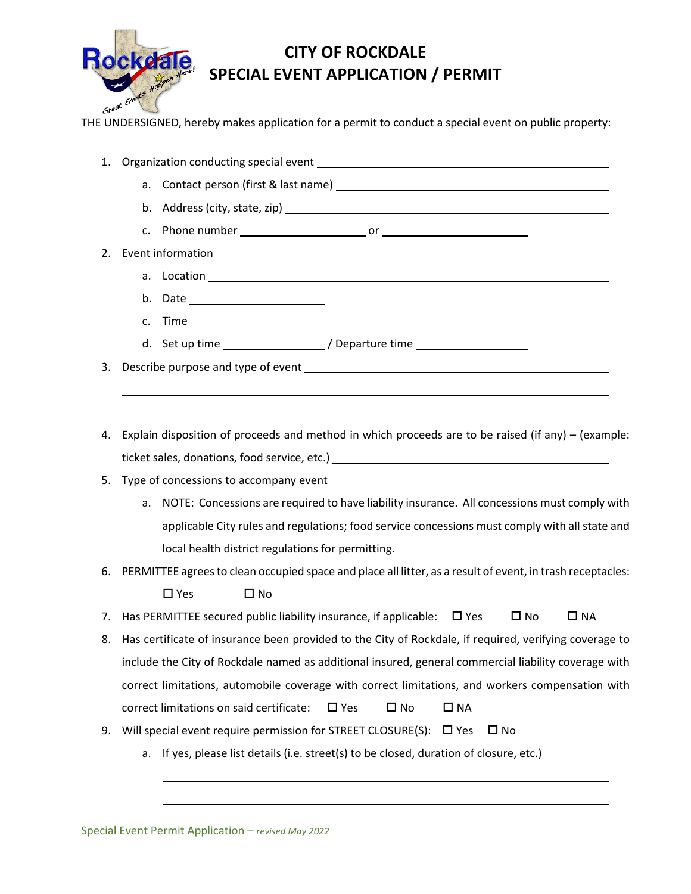# CITY OF ROCKDALE
# SPECIAL EVENT APPLICATION / PERMIT

THE UNDERSIGNED, hereby makes application for a permit to conduct a special event on public property:

1. Organization conducting special event ______________________________
   a. Contact person (first & last name) ______________________________
   b. Address (city, state, zip) ______________________________
   c. Phone number ____________ or ____________
2. Event information
   a. Location ______________________________
   b. Date ______________
   c. Time ______________
   d. Set up time ____________ / Departure time ____________
3. Describe purpose and type of event ______________________________
   ______________________________
   ______________________________
4. Explain disposition of proceeds and method in which proceeds are to be raised (if any) – (example: ticket sales, donations, food service, etc.) ______________________________
5. Type of concessions to accompany event ______________________________
   a. NOTE: Concessions are required to have liability insurance. All concessions must comply with applicable City rules and regulations; food service concessions must comply with all state and local health district regulations for permitting.
6. PERMITTEE agrees to clean occupied space and place all litter, as a result of event, in trash receptacles:
   ☐ Yes ☐ No
7. Has PERMITTEE secured public liability insurance, if applicable: ☐ Yes ☐ No ☐ NA
8. Has certificate of insurance been provided to the City of Rockdale, if required, verifying coverage to include the City of Rockdale named as additional insured, general commercial liability coverage with correct limitations, automobile coverage with correct limitations, and workers compensation with correct limitations on said certificate: ☐ Yes ☐ No ☐ NA
9. Will special event require permission for STREET CLOSURE(S): ☐ Yes ☐ No
   a. If yes, please list details (i.e. street(s) to be closed, duration of closure, etc.) ____________
   ______________________________
   ______________________________

Special Event Permit Application – *revised May 2022*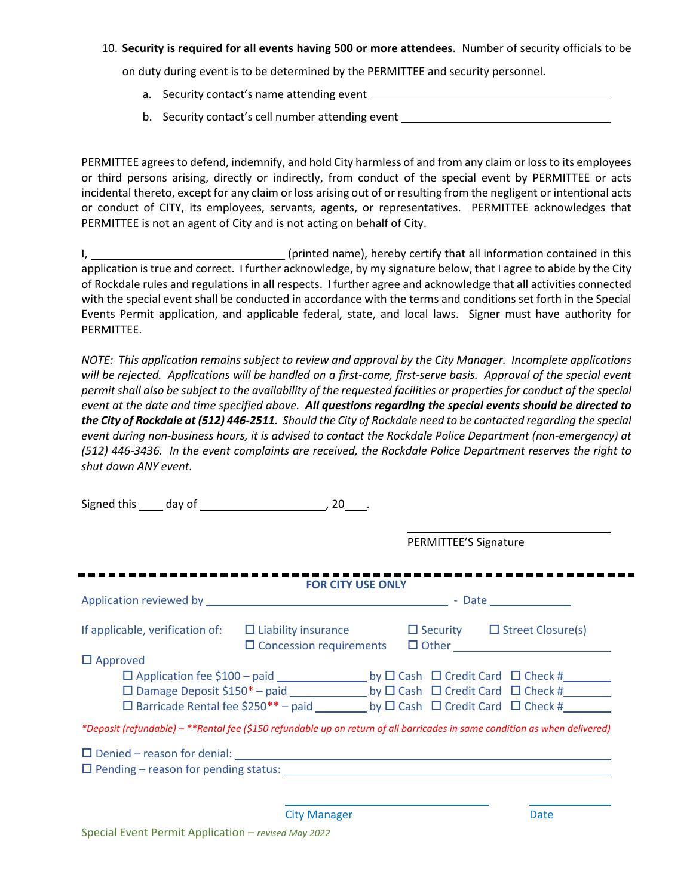10. **Security is required for all events having 500 or more attendees**. Number of security officials to be on duty during event is to be determined by the PERMITTEE and security personnel.

    a. Security contact's name attending event ________________________________

    b. Security contact's cell number attending event ____________________________

PERMITTEE agrees to defend, indemnify, and hold City harmless of and from any claim or loss to its employees or third persons arising, directly or indirectly, from conduct of the special event by PERMITTEE or acts incidental thereto, except for any claim or loss arising out of or resulting from the negligent or intentional acts or conduct of CITY, its employees, servants, agents, or representatives. PERMITTEE acknowledges that PERMITTEE is not an agent of City and is not acting on behalf of City.

I, ______________________________ (printed name), hereby certify that all information contained in this application is true and correct. I further acknowledge, by my signature below, that I agree to abide by the City of Rockdale rules and regulations in all respects. I further agree and acknowledge that all activities connected with the special event shall be conducted in accordance with the terms and conditions set forth in the Special Events Permit application, and applicable federal, state, and local laws. Signer must have authority for PERMITTEE.

*NOTE: This application remains subject to review and approval by the City Manager. Incomplete applications will be rejected. Applications will be handled on a first-come, first-serve basis. Approval of the special event permit shall also be subject to the availability of the requested facilities or properties for conduct of the special event at the date and time specified above.* ***All questions regarding the special events should be directed to the City of Rockdale at (512) 446-2511****. Should the City of Rockdale need to be contacted regarding the special event during non-business hours, it is advised to contact the Rockdale Police Department (non-emergency) at (512) 446-3436. In the event complaints are received, the Rockdale Police Department reserves the right to shut down ANY event.*

Signed this ____ day of ____________________, 20____.

______________________________
PERMITTEE'S Signature

---

**FOR CITY USE ONLY**

Application reviewed by ________________________________ - Date ____________

If applicable, verification of: ☐ Liability insurance ☐ Security ☐ Street Closure(s)
☐ Concession requirements ☐ Other ____________________

☐ Approved

- ☐ Application fee $100 – paid ____________ by ☐ Cash ☐ Credit Card ☐ Check #________
- ☐ Damage Deposit $150* – paid ____________ by ☐ Cash ☐ Credit Card ☐ Check #________
- ☐ Barricade Rental fee $250** – paid ________ by ☐ Cash ☐ Credit Card ☐ Check #________

*\*Deposit (refundable) – \*\*Rental fee ($150 refundable up on return of all barricades in same condition as when delivered)*

☐ Denied – reason for denial: ____________________________________________

☐ Pending – reason for pending status: ____________________________________

______________________________ ____________
City Manager Date

Special Event Permit Application – *revised May 2022*